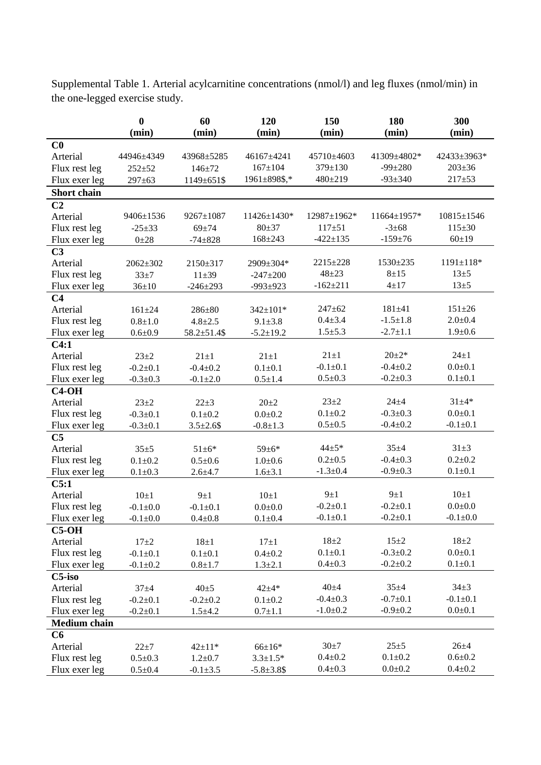Supplemental Table 1. Arterial acylcarnitine concentrations (nmol/l) and leg fluxes (nmol/min) in the one-legged exercise study.

| | 0 (min) | 60 (min) | 120 (min) | 150 (min) | 180 (min) | 300 (min) |
|---|---|---|---|---|---|---|
| **C0** | | | | | | |
| Arterial | 44946±4349 | 43968±5285 | 46167±4241 | 45710±4603 | 41309±4802* | 42433±3963* |
| Flux rest leg | 252±52 | 146±72 | 167±104 | 379±130 | -99±280 | 203±36 |
| Flux exer leg | 297±63 | 1149±651$ | 1961±898$,* | 480±219 | -93±340 | 217±53 |
| **Short chain** | | | | | | |
| **C2** | | | | | | |
| Arterial | 9406±1536 | 9267±1087 | 11426±1430* | 12987±1962* | 11664±1957* | 10815±1546 |
| Flux rest leg | -25±33 | 69±74 | 80±37 | 117±51 | -3±68 | 115±30 |
| Flux exer leg | 0±28 | -74±828 | 168±243 | -422±135 | -159±76 | 60±19 |
| **C3** | | | | | | |
| Arterial | 2062±302 | 2150±317 | 2909±304* | 2215±228 | 1530±235 | 1191±118* |
| Flux rest leg | 33±7 | 11±39 | -247±200 | 48±23 | 8±15 | 13±5 |
| Flux exer leg | 36±10 | -246±293 | -993±923 | -162±211 | 4±17 | 13±5 |
| **C4** | | | | | | |
| Arterial | 161±24 | 286±80 | 342±101* | 247±62 | 181±41 | 151±26 |
| Flux rest leg | 0.8±1.0 | 4.8±2.5 | 9.1±3.8 | 0.4±3.4 | -1.5±1.8 | 2.0±0.4 |
| Flux exer leg | 0.6±0.9 | 58.2±51.4$ | -5.2±19.2 | 1.5±5.3 | -2.7±1.1 | 1.9±0.6 |
| **C4:1** | | | | | | |
| Arterial | 23±2 | 21±1 | 21±1 | 21±1 | 20±2* | 24±1 |
| Flux rest leg | -0.2±0.1 | -0.4±0.2 | 0.1±0.1 | -0.1±0.1 | -0.4±0.2 | 0.0±0.1 |
| Flux exer leg | -0.3±0.3 | -0.1±2.0 | 0.5±1.4 | 0.5±0.3 | -0.2±0.3 | 0.1±0.1 |
| **C4-OH** | | | | | | |
| Arterial | 23±2 | 22±3 | 20±2 | 23±2 | 24±4 | 31±4* |
| Flux rest leg | -0.3±0.1 | 0.1±0.2 | 0.0±0.2 | 0.1±0.2 | -0.3±0.3 | 0.0±0.1 |
| Flux exer leg | -0.3±0.1 | 3.5±2.6$ | -0.8±1.3 | 0.5±0.5 | -0.4±0.2 | -0.1±0.1 |
| **C5** | | | | | | |
| Arterial | 35±5 | 51±6* | 59±6* | 44±5* | 35±4 | 31±3 |
| Flux rest leg | 0.1±0.2 | 0.5±0.6 | 1.0±0.6 | 0.2±0.5 | -0.4±0.3 | 0.2±0.2 |
| Flux exer leg | 0.1±0.3 | 2.6±4.7 | 1.6±3.1 | -1.3±0.4 | -0.9±0.3 | 0.1±0.1 |
| **C5:1** | | | | | | |
| Arterial | 10±1 | 9±1 | 10±1 | 9±1 | 9±1 | 10±1 |
| Flux rest leg | -0.1±0.0 | -0.1±0.1 | 0.0±0.0 | -0.2±0.1 | -0.2±0.1 | 0.0±0.0 |
| Flux exer leg | -0.1±0.0 | 0.4±0.8 | 0.1±0.4 | -0.1±0.1 | -0.2±0.1 | -0.1±0.0 |
| **C5-OH** | | | | | | |
| Arterial | 17±2 | 18±1 | 17±1 | 18±2 | 15±2 | 18±2 |
| Flux rest leg | -0.1±0.1 | 0.1±0.1 | 0.4±0.2 | 0.1±0.1 | -0.3±0.2 | 0.0±0.1 |
| Flux exer leg | -0.1±0.2 | 0.8±1.7 | 1.3±2.1 | 0.4±0.3 | -0.2±0.2 | 0.1±0.1 |
| **C5-iso** | | | | | | |
| Arterial | 37±4 | 40±5 | 42±4* | 40±4 | 35±4 | 34±3 |
| Flux rest leg | -0.2±0.1 | -0.2±0.2 | 0.1±0.2 | -0.4±0.3 | -0.7±0.1 | -0.1±0.1 |
| Flux exer leg | -0.2±0.1 | 1.5±4.2 | 0.7±1.1 | -1.0±0.2 | -0.9±0.2 | 0.0±0.1 |
| **Medium chain** | | | | | | |
| **C6** | | | | | | |
| Arterial | 22±7 | 42±11* | 66±16* | 30±7 | 25±5 | 26±4 |
| Flux rest leg | 0.5±0.3 | 1.2±0.7 | 3.3±1.5* | 0.4±0.2 | 0.1±0.2 | 0.6±0.2 |
| Flux exer leg | 0.5±0.4 | -0.1±3.5 | -5.8±3.8$ | 0.4±0.3 | 0.0±0.2 | 0.4±0.2 |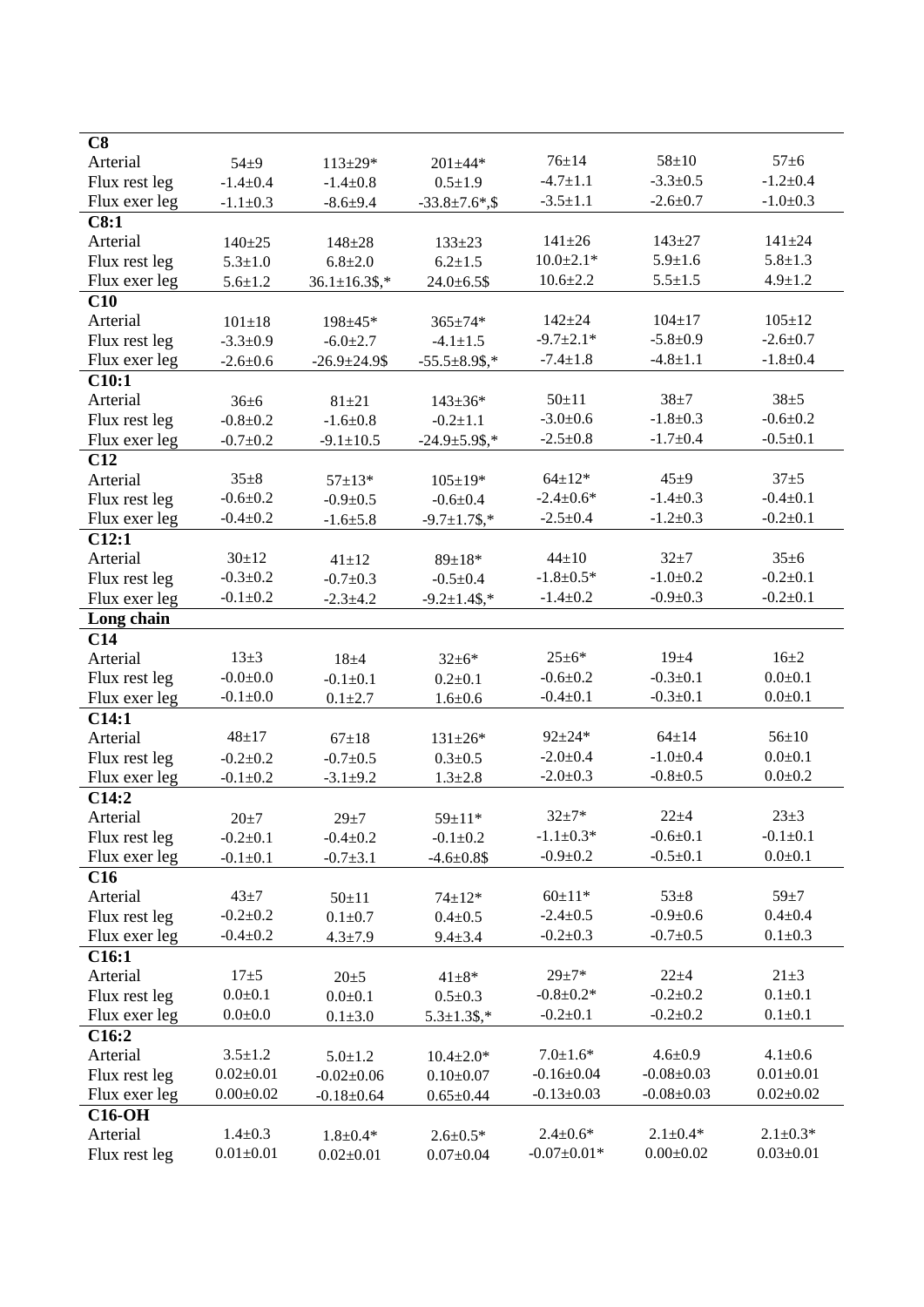| | | | | | | |
|---|---|---|---|---|---|---|
| **C8** | | | | | | |
| Arterial | 54±9 | 113±29* | 201±44* | 76±14 | 58±10 | 57±6 |
| Flux rest leg | -1.4±0.4 | -1.4±0.8 | 0.5±1.9 | -4.7±1.1 | -3.3±0.5 | -1.2±0.4 |
| Flux exer leg | -1.1±0.3 | -8.6±9.4 | -33.8±7.6*,$ | -3.5±1.1 | -2.6±0.7 | -1.0±0.3 |
| **C8:1** | | | | | | |
| Arterial | 140±25 | 148±28 | 133±23 | 141±26 | 143±27 | 141±24 |
| Flux rest leg | 5.3±1.0 | 6.8±2.0 | 6.2±1.5 | 10.0±2.1* | 5.9±1.6 | 5.8±1.3 |
| Flux exer leg | 5.6±1.2 | 36.1±16.3$,* | 24.0±6.5$ | 10.6±2.2 | 5.5±1.5 | 4.9±1.2 |
| **C10** | | | | | | |
| Arterial | 101±18 | 198±45* | 365±74* | 142±24 | 104±17 | 105±12 |
| Flux rest leg | -3.3±0.9 | -6.0±2.7 | -4.1±1.5 | -9.7±2.1* | -5.8±0.9 | -2.6±0.7 |
| Flux exer leg | -2.6±0.6 | -26.9±24.9$ | -55.5±8.9$,* | -7.4±1.8 | -4.8±1.1 | -1.8±0.4 |
| **C10:1** | | | | | | |
| Arterial | 36±6 | 81±21 | 143±36* | 50±11 | 38±7 | 38±5 |
| Flux rest leg | -0.8±0.2 | -1.6±0.8 | -0.2±1.1 | -3.0±0.6 | -1.8±0.3 | -0.6±0.2 |
| Flux exer leg | -0.7±0.2 | -9.1±10.5 | -24.9±5.9$,* | -2.5±0.8 | -1.7±0.4 | -0.5±0.1 |
| **C12** | | | | | | |
| Arterial | 35±8 | 57±13* | 105±19* | 64±12* | 45±9 | 37±5 |
| Flux rest leg | -0.6±0.2 | -0.9±0.5 | -0.6±0.4 | -2.4±0.6* | -1.4±0.3 | -0.4±0.1 |
| Flux exer leg | -0.4±0.2 | -1.6±5.8 | -9.7±1.7$,* | -2.5±0.4 | -1.2±0.3 | -0.2±0.1 |
| **C12:1** | | | | | | |
| Arterial | 30±12 | 41±12 | 89±18* | 44±10 | 32±7 | 35±6 |
| Flux rest leg | -0.3±0.2 | -0.7±0.3 | -0.5±0.4 | -1.8±0.5* | -1.0±0.2 | -0.2±0.1 |
| Flux exer leg | -0.1±0.2 | -2.3±4.2 | -9.2±1.4$,* | -1.4±0.2 | -0.9±0.3 | -0.2±0.1 |
| **Long chain** | | | | | | |
| **C14** | | | | | | |
| Arterial | 13±3 | 18±4 | 32±6* | 25±6* | 19±4 | 16±2 |
| Flux rest leg | -0.0±0.0 | -0.1±0.1 | 0.2±0.1 | -0.6±0.2 | -0.3±0.1 | 0.0±0.1 |
| Flux exer leg | -0.1±0.0 | 0.1±2.7 | 1.6±0.6 | -0.4±0.1 | -0.3±0.1 | 0.0±0.1 |
| **C14:1** | | | | | | |
| Arterial | 48±17 | 67±18 | 131±26* | 92±24* | 64±14 | 56±10 |
| Flux rest leg | -0.2±0.2 | -0.7±0.5 | 0.3±0.5 | -2.0±0.4 | -1.0±0.4 | 0.0±0.1 |
| Flux exer leg | -0.1±0.2 | -3.1±9.2 | 1.3±2.8 | -2.0±0.3 | -0.8±0.5 | 0.0±0.2 |
| **C14:2** | | | | | | |
| Arterial | 20±7 | 29±7 | 59±11* | 32±7* | 22±4 | 23±3 |
| Flux rest leg | -0.2±0.1 | -0.4±0.2 | -0.1±0.2 | -1.1±0.3* | -0.6±0.1 | -0.1±0.1 |
| Flux exer leg | -0.1±0.1 | -0.7±3.1 | -4.6±0.8$ | -0.9±0.2 | -0.5±0.1 | 0.0±0.1 |
| **C16** | | | | | | |
| Arterial | 43±7 | 50±11 | 74±12* | 60±11* | 53±8 | 59±7 |
| Flux rest leg | -0.2±0.2 | 0.1±0.7 | 0.4±0.5 | -2.4±0.5 | -0.9±0.6 | 0.4±0.4 |
| Flux exer leg | -0.4±0.2 | 4.3±7.9 | 9.4±3.4 | -0.2±0.3 | -0.7±0.5 | 0.1±0.3 |
| **C16:1** | | | | | | |
| Arterial | 17±5 | 20±5 | 41±8* | 29±7* | 22±4 | 21±3 |
| Flux rest leg | 0.0±0.1 | 0.0±0.1 | 0.5±0.3 | -0.8±0.2* | -0.2±0.2 | 0.1±0.1 |
| Flux exer leg | 0.0±0.0 | 0.1±3.0 | 5.3±1.3$,* | -0.2±0.1 | -0.2±0.2 | 0.1±0.1 |
| **C16:2** | | | | | | |
| Arterial | 3.5±1.2 | 5.0±1.2 | 10.4±2.0* | 7.0±1.6* | 4.6±0.9 | 4.1±0.6 |
| Flux rest leg | 0.02±0.01 | -0.02±0.06 | 0.10±0.07 | -0.16±0.04 | -0.08±0.03 | 0.01±0.01 |
| Flux exer leg | 0.00±0.02 | -0.18±0.64 | 0.65±0.44 | -0.13±0.03 | -0.08±0.03 | 0.02±0.02 |
| **C16-OH** | | | | | | |
| Arterial | 1.4±0.3 | 1.8±0.4* | 2.6±0.5* | 2.4±0.6* | 2.1±0.4* | 2.1±0.3* |
| Flux rest leg | 0.01±0.01 | 0.02±0.01 | 0.07±0.04 | -0.07±0.01* | 0.00±0.02 | 0.03±0.01 |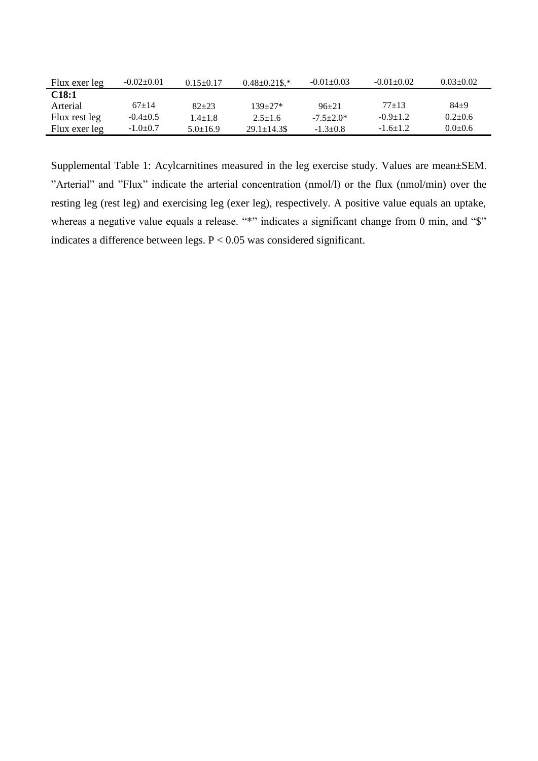| | | | | | | |
|---|---|---|---|---|---|---|
| Flux exer leg | -0.02±0.01 | 0.15±0.17 | 0.48±0.21$,* | -0.01±0.03 | -0.01±0.02 | 0.03±0.02 |
| **C18:1** | | | | | | |
| Arterial | 67±14 | 82±23 | 139±27* | 96±21 | 77±13 | 84±9 |
| Flux rest leg | -0.4±0.5 | 1.4±1.8 | 2.5±1.6 | -7.5±2.0* | -0.9±1.2 | 0.2±0.6 |
| Flux exer leg | -1.0±0.7 | 5.0±16.9 | 29.1±14.3$ | -1.3±0.8 | -1.6±1.2 | 0.0±0.6 |

Supplemental Table 1: Acylcarnitines measured in the leg exercise study. Values are mean±SEM. "Arterial" and "Flux" indicate the arterial concentration (nmol/l) or the flux (nmol/min) over the resting leg (rest leg) and exercising leg (exer leg), respectively. A positive value equals an uptake, whereas a negative value equals a release. "*" indicates a significant change from 0 min, and "$" indicates a difference between legs. $P < 0.05$ was considered significant.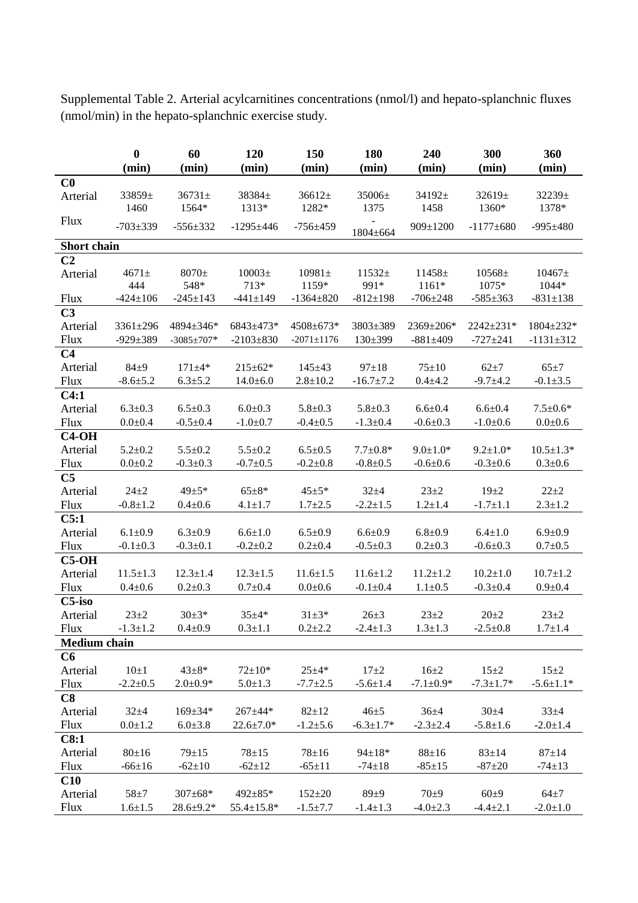Supplemental Table 2. Arterial acylcarnitines concentrations (nmol/l) and hepato-splanchnic fluxes (nmol/min) in the hepato-splanchnic exercise study.

| | 0 (min) | 60 (min) | 120 (min) | 150 (min) | 180 (min) | 240 (min) | 300 (min) | 360 (min) |
|---|---|---|---|---|---|---|---|---|
| **C0** | | | | | | | | |
| Arterial | 33859±1460 | 36731±1564* | 38384±1313* | 36612±1282* | 35006±1375 | 34192±1458 | 32619±1360* | 32239±1378* |
| Flux | -703±339 | -556±332 | -1295±446 | -756±459 | -1804±664 | 909±1200 | -1177±680 | -995±480 |
| **Short chain** | | | | | | | | |
| **C2** | | | | | | | | |
| Arterial | 4671±444 | 8070±548* | 10003±713* | 10981±1159* | 11532±991* | 11458±1161* | 10568±1075* | 10467±1044* |
| Flux | -424±106 | -245±143 | -441±149 | -1364±820 | -812±198 | -706±248 | -585±363 | -831±138 |
| **C3** | | | | | | | | |
| Arterial | 3361±296 | 4894±346* | 6843±473* | 4508±673* | 3803±389 | 2369±206* | 2242±231* | 1804±232* |
| Flux | -929±389 | -3085±707* | -2103±830 | -2071±1176 | 130±399 | -881±409 | -727±241 | -1131±312 |
| **C4** | | | | | | | | |
| Arterial | 84±9 | 171±4* | 215±62* | 145±43 | 97±18 | 75±10 | 62±7 | 65±7 |
| Flux | -8.6±5.2 | 6.3±5.2 | 14.0±6.0 | 2.8±10.2 | -16.7±7.2 | 0.4±4.2 | -9.7±4.2 | -0.1±3.5 |
| **C4:1** | | | | | | | | |
| Arterial | 6.3±0.3 | 6.5±0.3 | 6.0±0.3 | 5.8±0.3 | 5.8±0.3 | 6.6±0.4 | 6.6±0.4 | 7.5±0.6* |
| Flux | 0.0±0.4 | -0.5±0.4 | -1.0±0.7 | -0.4±0.5 | -1.3±0.4 | -0.6±0.3 | -1.0±0.6 | 0.0±0.6 |
| **C4-OH** | | | | | | | | |
| Arterial | 5.2±0.2 | 5.5±0.2 | 5.5±0.2 | 6.5±0.5 | 7.7±0.8* | 9.0±1.0* | 9.2±1.0* | 10.5±1.3* |
| Flux | 0.0±0.2 | -0.3±0.3 | -0.7±0.5 | -0.2±0.8 | -0.8±0.5 | -0.6±0.6 | -0.3±0.6 | 0.3±0.6 |
| **C5** | | | | | | | | |
| Arterial | 24±2 | 49±5* | 65±8* | 45±5* | 32±4 | 23±2 | 19±2 | 22±2 |
| Flux | -0.8±1.2 | 0.4±0.6 | 4.1±1.7 | 1.7±2.5 | -2.2±1.5 | 1.2±1.4 | -1.7±1.1 | 2.3±1.2 |
| **C5:1** | | | | | | | | |
| Arterial | 6.1±0.9 | 6.3±0.9 | 6.6±1.0 | 6.5±0.9 | 6.6±0.9 | 6.8±0.9 | 6.4±1.0 | 6.9±0.9 |
| Flux | -0.1±0.3 | -0.3±0.1 | -0.2±0.2 | 0.2±0.4 | -0.5±0.3 | 0.2±0.3 | -0.6±0.3 | 0.7±0.5 |
| **C5-OH** | | | | | | | | |
| Arterial | 11.5±1.3 | 12.3±1.4 | 12.3±1.5 | 11.6±1.5 | 11.6±1.2 | 11.2±1.2 | 10.2±1.0 | 10.7±1.2 |
| Flux | 0.4±0.6 | 0.2±0.3 | 0.7±0.4 | 0.0±0.6 | -0.1±0.4 | 1.1±0.5 | -0.3±0.4 | 0.9±0.4 |
| **C5-iso** | | | | | | | | |
| Arterial | 23±2 | 30±3* | 35±4* | 31±3* | 26±3 | 23±2 | 20±2 | 23±2 |
| Flux | -1.3±1.2 | 0.4±0.9 | 0.3±1.1 | 0.2±2.2 | -2.4±1.3 | 1.3±1.3 | -2.5±0.8 | 1.7±1.4 |
| **Medium chain** | | | | | | | | |
| **C6** | | | | | | | | |
| Arterial | 10±1 | 43±8* | 72±10* | 25±4* | 17±2 | 16±2 | 15±2 | 15±2 |
| Flux | -2.2±0.5 | 2.0±0.9* | 5.0±1.3 | -7.7±2.5 | -5.6±1.4 | -7.1±0.9* | -7.3±1.7* | -5.6±1.1* |
| **C8** | | | | | | | | |
| Arterial | 32±4 | 169±34* | 267±44* | 82±12 | 46±5 | 36±4 | 30±4 | 33±4 |
| Flux | 0.0±1.2 | 6.0±3.8 | 22.6±7.0* | -1.2±5.6 | -6.3±1.7* | -2.3±2.4 | -5.8±1.6 | -2.0±1.4 |
| **C8:1** | | | | | | | | |
| Arterial | 80±16 | 79±15 | 78±15 | 78±16 | 94±18* | 88±16 | 83±14 | 87±14 |
| Flux | -66±16 | -62±10 | -62±12 | -65±11 | -74±18 | -85±15 | -87±20 | -74±13 |
| **C10** | | | | | | | | |
| Arterial | 58±7 | 307±68* | 492±85* | 152±20 | 89±9 | 70±9 | 60±9 | 64±7 |
| Flux | 1.6±1.5 | 28.6±9.2* | 55.4±15.8* | -1.5±7.7 | -1.4±1.3 | -4.0±2.3 | -4.4±2.1 | -2.0±1.0 |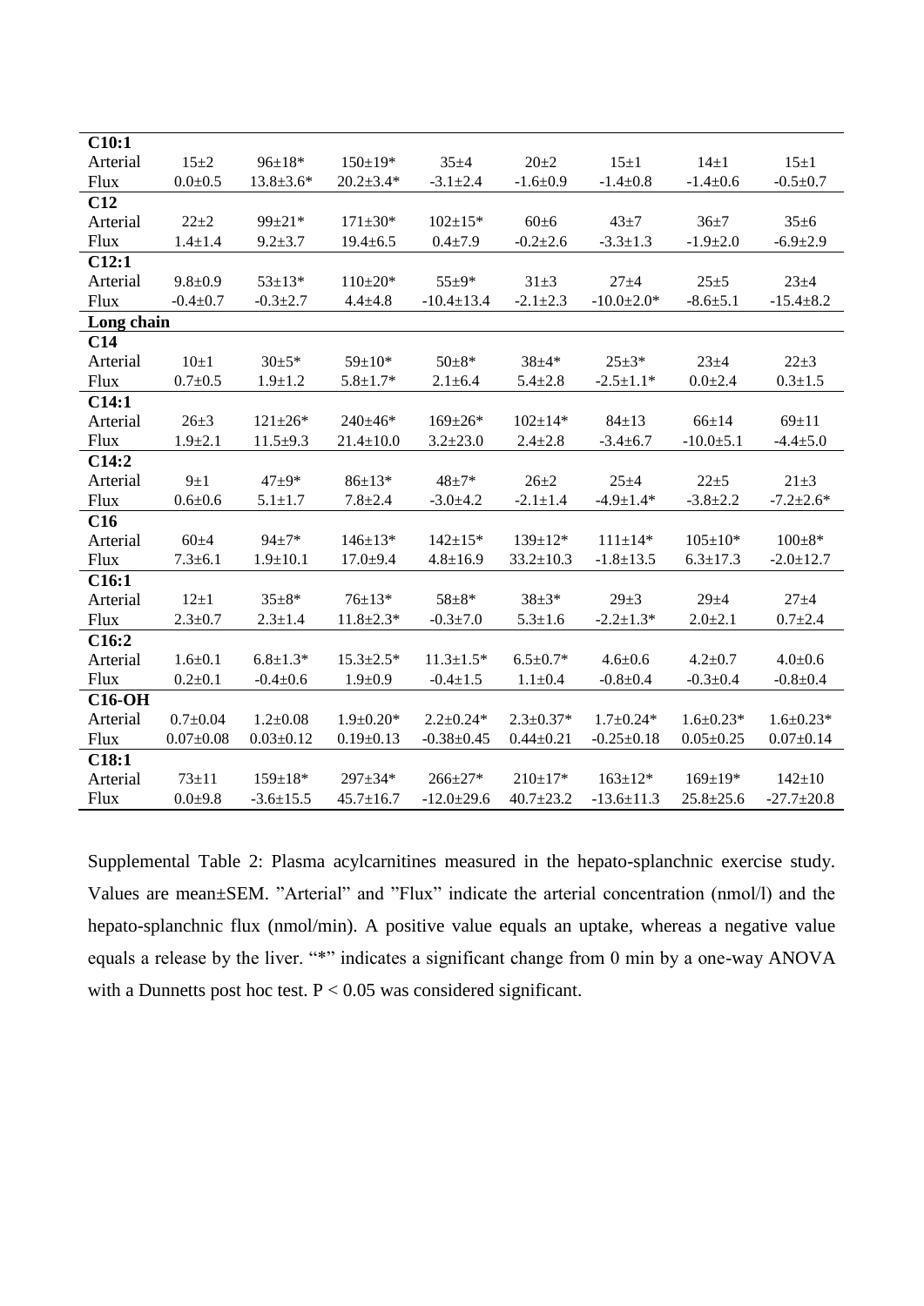| | | | | | | | | |
|---|---|---|---|---|---|---|---|---|
| **C10:1** | | | | | | | | |
| Arterial | 15±2 | 96±18* | 150±19* | 35±4 | 20±2 | 15±1 | 14±1 | 15±1 |
| Flux | 0.0±0.5 | 13.8±3.6* | 20.2±3.4* | -3.1±2.4 | -1.6±0.9 | -1.4±0.8 | -1.4±0.6 | -0.5±0.7 |
| **C12** | | | | | | | | |
| Arterial | 22±2 | 99±21* | 171±30* | 102±15* | 60±6 | 43±7 | 36±7 | 35±6 |
| Flux | 1.4±1.4 | 9.2±3.7 | 19.4±6.5 | 0.4±7.9 | -0.2±2.6 | -3.3±1.3 | -1.9±2.0 | -6.9±2.9 |
| **C12:1** | | | | | | | | |
| Arterial | 9.8±0.9 | 53±13* | 110±20* | 55±9* | 31±3 | 27±4 | 25±5 | 23±4 |
| Flux | -0.4±0.7 | -0.3±2.7 | 4.4±4.8 | -10.4±13.4 | -2.1±2.3 | -10.0±2.0* | -8.6±5.1 | -15.4±8.2 |
| **Long chain** | | | | | | | | |
| **C14** | | | | | | | | |
| Arterial | 10±1 | 30±5* | 59±10* | 50±8* | 38±4* | 25±3* | 23±4 | 22±3 |
| Flux | 0.7±0.5 | 1.9±1.2 | 5.8±1.7* | 2.1±6.4 | 5.4±2.8 | -2.5±1.1* | 0.0±2.4 | 0.3±1.5 |
| **C14:1** | | | | | | | | |
| Arterial | 26±3 | 121±26* | 240±46* | 169±26* | 102±14* | 84±13 | 66±14 | 69±11 |
| Flux | 1.9±2.1 | 11.5±9.3 | 21.4±10.0 | 3.2±23.0 | 2.4±2.8 | -3.4±6.7 | -10.0±5.1 | -4.4±5.0 |
| **C14:2** | | | | | | | | |
| Arterial | 9±1 | 47±9* | 86±13* | 48±7* | 26±2 | 25±4 | 22±5 | 21±3 |
| Flux | 0.6±0.6 | 5.1±1.7 | 7.8±2.4 | -3.0±4.2 | -2.1±1.4 | -4.9±1.4* | -3.8±2.2 | -7.2±2.6* |
| **C16** | | | | | | | | |
| Arterial | 60±4 | 94±7* | 146±13* | 142±15* | 139±12* | 111±14* | 105±10* | 100±8* |
| Flux | 7.3±6.1 | 1.9±10.1 | 17.0±9.4 | 4.8±16.9 | 33.2±10.3 | -1.8±13.5 | 6.3±17.3 | -2.0±12.7 |
| **C16:1** | | | | | | | | |
| Arterial | 12±1 | 35±8* | 76±13* | 58±8* | 38±3* | 29±3 | 29±4 | 27±4 |
| Flux | 2.3±0.7 | 2.3±1.4 | 11.8±2.3* | -0.3±7.0 | 5.3±1.6 | -2.2±1.3* | 2.0±2.1 | 0.7±2.4 |
| **C16:2** | | | | | | | | |
| Arterial | 1.6±0.1 | 6.8±1.3* | 15.3±2.5* | 11.3±1.5* | 6.5±0.7* | 4.6±0.6 | 4.2±0.7 | 4.0±0.6 |
| Flux | 0.2±0.1 | -0.4±0.6 | 1.9±0.9 | -0.4±1.5 | 1.1±0.4 | -0.8±0.4 | -0.3±0.4 | -0.8±0.4 |
| **C16-OH** | | | | | | | | |
| Arterial | 0.7±0.04 | 1.2±0.08 | 1.9±0.20* | 2.2±0.24* | 2.3±0.37* | 1.7±0.24* | 1.6±0.23* | 1.6±0.23* |
| Flux | 0.07±0.08 | 0.03±0.12 | 0.19±0.13 | -0.38±0.45 | 0.44±0.21 | -0.25±0.18 | 0.05±0.25 | 0.07±0.14 |
| **C18:1** | | | | | | | | |
| Arterial | 73±11 | 159±18* | 297±34* | 266±27* | 210±17* | 163±12* | 169±19* | 142±10 |
| Flux | 0.0±9.8 | -3.6±15.5 | 45.7±16.7 | -12.0±29.6 | 40.7±23.2 | -13.6±11.3 | 25.8±25.6 | -27.7±20.8 |

Supplemental Table 2: Plasma acylcarnitines measured in the hepato-splanchnic exercise study. Values are mean±SEM. "Arterial" and "Flux" indicate the arterial concentration (nmol/l) and the hepato-splanchnic flux (nmol/min). A positive value equals an uptake, whereas a negative value equals a release by the liver. "*" indicates a significant change from 0 min by a one-way ANOVA with a Dunnetts post hoc test. $P < 0.05$ was considered significant.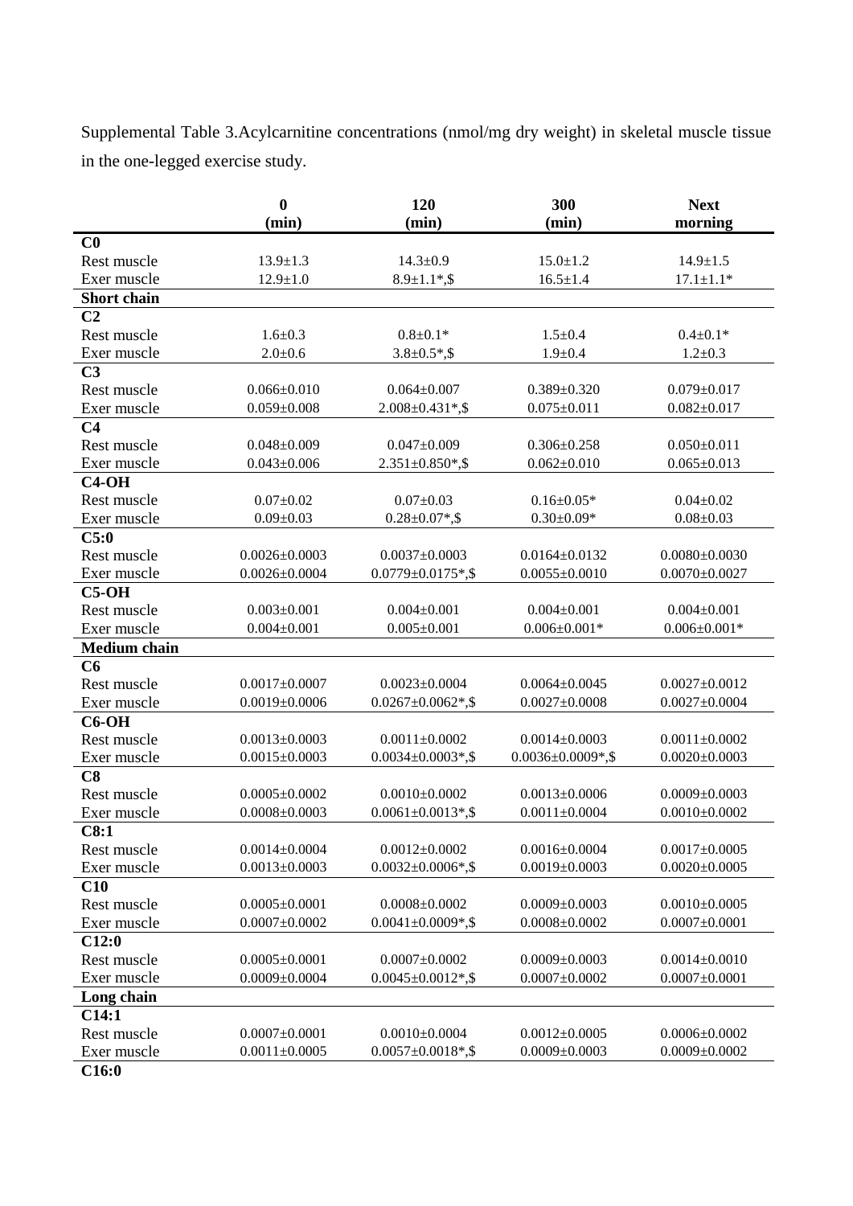Supplemental Table 3.Acylcarnitine concentrations (nmol/mg dry weight) in skeletal muscle tissue in the one-legged exercise study.

| | **0 (min)** | **120 (min)** | **300 (min)** | **Next morning** |
|---|---|---|---|---|
| **C0** | | | | |
| Rest muscle | 13.9±1.3 | 14.3±0.9 | 15.0±1.2 | 14.9±1.5 |
| Exer muscle | 12.9±1.0 | 8.9±1.1*,$ | 16.5±1.4 | 17.1±1.1* |
| **Short chain** | | | | |
| **C2** | | | | |
| Rest muscle | 1.6±0.3 | 0.8±0.1* | 1.5±0.4 | 0.4±0.1* |
| Exer muscle | 2.0±0.6 | 3.8±0.5*,$ | 1.9±0.4 | 1.2±0.3 |
| **C3** | | | | |
| Rest muscle | 0.066±0.010 | 0.064±0.007 | 0.389±0.320 | 0.079±0.017 |
| Exer muscle | 0.059±0.008 | 2.008±0.431*,$ | 0.075±0.011 | 0.082±0.017 |
| **C4** | | | | |
| Rest muscle | 0.048±0.009 | 0.047±0.009 | 0.306±0.258 | 0.050±0.011 |
| Exer muscle | 0.043±0.006 | 2.351±0.850*,$ | 0.062±0.010 | 0.065±0.013 |
| **C4-OH** | | | | |
| Rest muscle | 0.07±0.02 | 0.07±0.03 | 0.16±0.05* | 0.04±0.02 |
| Exer muscle | 0.09±0.03 | 0.28±0.07*,$ | 0.30±0.09* | 0.08±0.03 |
| **C5:0** | | | | |
| Rest muscle | 0.0026±0.0003 | 0.0037±0.0003 | 0.0164±0.0132 | 0.0080±0.0030 |
| Exer muscle | 0.0026±0.0004 | 0.0779±0.0175*,$ | 0.0055±0.0010 | 0.0070±0.0027 |
| **C5-OH** | | | | |
| Rest muscle | 0.003±0.001 | 0.004±0.001 | 0.004±0.001 | 0.004±0.001 |
| Exer muscle | 0.004±0.001 | 0.005±0.001 | 0.006±0.001* | 0.006±0.001* |
| **Medium chain** | | | | |
| **C6** | | | | |
| Rest muscle | 0.0017±0.0007 | 0.0023±0.0004 | 0.0064±0.0045 | 0.0027±0.0012 |
| Exer muscle | 0.0019±0.0006 | 0.0267±0.0062*,$ | 0.0027±0.0008 | 0.0027±0.0004 |
| **C6-OH** | | | | |
| Rest muscle | 0.0013±0.0003 | 0.0011±0.0002 | 0.0014±0.0003 | 0.0011±0.0002 |
| Exer muscle | 0.0015±0.0003 | 0.0034±0.0003*,$ | 0.0036±0.0009*,$ | 0.0020±0.0003 |
| **C8** | | | | |
| Rest muscle | 0.0005±0.0002 | 0.0010±0.0002 | 0.0013±0.0006 | 0.0009±0.0003 |
| Exer muscle | 0.0008±0.0003 | 0.0061±0.0013*,$ | 0.0011±0.0004 | 0.0010±0.0002 |
| **C8:1** | | | | |
| Rest muscle | 0.0014±0.0004 | 0.0012±0.0002 | 0.0016±0.0004 | 0.0017±0.0005 |
| Exer muscle | 0.0013±0.0003 | 0.0032±0.0006*,$ | 0.0019±0.0003 | 0.0020±0.0005 |
| **C10** | | | | |
| Rest muscle | 0.0005±0.0001 | 0.0008±0.0002 | 0.0009±0.0003 | 0.0010±0.0005 |
| Exer muscle | 0.0007±0.0002 | 0.0041±0.0009*,$ | 0.0008±0.0002 | 0.0007±0.0001 |
| **C12:0** | | | | |
| Rest muscle | 0.0005±0.0001 | 0.0007±0.0002 | 0.0009±0.0003 | 0.0014±0.0010 |
| Exer muscle | 0.0009±0.0004 | 0.0045±0.0012*,$ | 0.0007±0.0002 | 0.0007±0.0001 |
| **Long chain** | | | | |
| **C14:1** | | | | |
| Rest muscle | 0.0007±0.0001 | 0.0010±0.0004 | 0.0012±0.0005 | 0.0006±0.0002 |
| Exer muscle | 0.0011±0.0005 | 0.0057±0.0018*,$ | 0.0009±0.0003 | 0.0009±0.0002 |
| **C16:0** | | | | |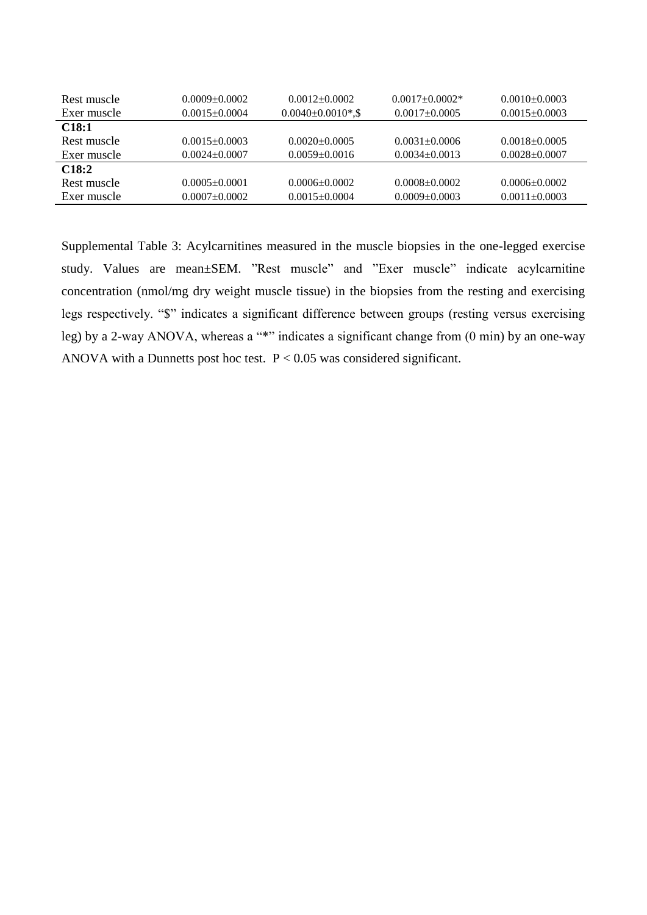| | | | | |
|---|---|---|---|---|
| Rest muscle | 0.0009±0.0002 | 0.0012±0.0002 | 0.0017±0.0002* | 0.0010±0.0003 |
| Exer muscle | 0.0015±0.0004 | 0.0040±0.0010*,$ | 0.0017±0.0005 | 0.0015±0.0003 |
| **C18:1** | | | | |
| Rest muscle | 0.0015±0.0003 | 0.0020±0.0005 | 0.0031±0.0006 | 0.0018±0.0005 |
| Exer muscle | 0.0024±0.0007 | 0.0059±0.0016 | 0.0034±0.0013 | 0.0028±0.0007 |
| **C18:2** | | | | |
| Rest muscle | 0.0005±0.0001 | 0.0006±0.0002 | 0.0008±0.0002 | 0.0006±0.0002 |
| Exer muscle | 0.0007±0.0002 | 0.0015±0.0004 | 0.0009±0.0003 | 0.0011±0.0003 |

Supplemental Table 3: Acylcarnitines measured in the muscle biopsies in the one-legged exercise study. Values are mean±SEM. "Rest muscle" and "Exer muscle" indicate acylcarnitine concentration (nmol/mg dry weight muscle tissue) in the biopsies from the resting and exercising legs respectively. "$" indicates a significant difference between groups (resting versus exercising leg) by a 2-way ANOVA, whereas a "*" indicates a significant change from (0 min) by an one-way ANOVA with a Dunnetts post hoc test. $P < 0.05$ was considered significant.